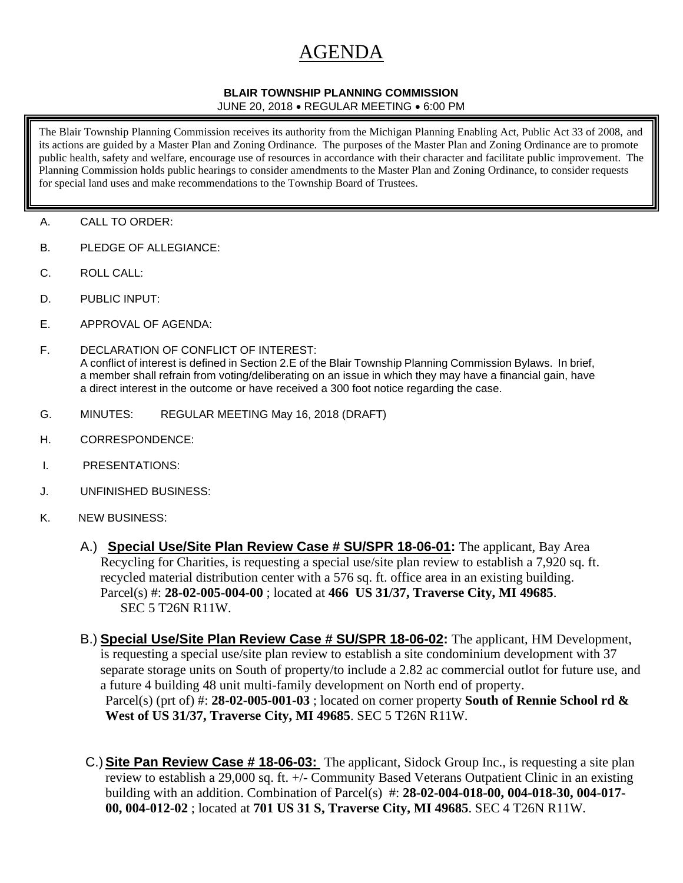# AGENDA

**BLAIR TOWNSHIP PLANNING COMMISSION**

JUNE 20, 2018 • REGULAR MEETING • 6:00 PM

The Blair Township Planning Commission receives its authority from the Michigan Planning Enabling Act, Public Act 33 of 2008, and its actions are guided by a Master Plan and Zoning Ordinance. The purposes of the Master Plan and Zoning Ordinance are to promote public health, safety and welfare, encourage use of resources in accordance with their character and facilitate public improvement. The Planning Commission holds public hearings to consider amendments to the Master Plan and Zoning Ordinance, to consider requests for special land uses and make recommendations to the Township Board of Trustees.

A. CALL TO ORDER:

B. PLEDGE OF ALLEGIANCE:

C. ROLL CALL:

D. PUBLIC INPUT:

E. APPROVAL OF AGENDA:

F. DECLARATION OF CONFLICT OF INTEREST:
A conflict of interest is defined in Section 2.E of the Blair Township Planning Commission Bylaws. In brief, a member shall refrain from voting/deliberating on an issue in which they may have a financial gain, have a direct interest in the outcome or have received a 300 foot notice regarding the case.

G. MINUTES: REGULAR MEETING May 16, 2018 (DRAFT)

H. CORRESPONDENCE:

I. PRESENTATIONS:

J. UNFINISHED BUSINESS:

K. NEW BUSINESS:

A.) **Special Use/Site Plan Review Case # SU/SPR 18-06-01:** The applicant, Bay Area Recycling for Charities, is requesting a special use/site plan review to establish a 7,920 sq. ft. recycled material distribution center with a 576 sq. ft. office area in an existing building. Parcel(s) #: **28-02-005-004-00** ; located at **466 US 31/37, Traverse City, MI 49685**. SEC 5 T26N R11W.

B.) **Special Use/Site Plan Review Case # SU/SPR 18-06-02:** The applicant, HM Development, is requesting a special use/site plan review to establish a site condominium development with 37 separate storage units on South of property/to include a 2.82 ac commercial outlot for future use, and a future 4 building 48 unit multi-family development on North end of property. Parcel(s) (prt of) #: **28-02-005-001-03** ; located on corner property **South of Rennie School rd & West of US 31/37, Traverse City, MI 49685**. SEC 5 T26N R11W.

C.) **Site Pan Review Case # 18-06-03:** The applicant, Sidock Group Inc., is requesting a site plan review to establish a 29,000 sq. ft. +/- Community Based Veterans Outpatient Clinic in an existing building with an addition. Combination of Parcel(s) #: **28-02-004-018-00, 004-018-30, 004-017-00, 004-012-02** ; located at **701 US 31 S, Traverse City, MI 49685**. SEC 4 T26N R11W.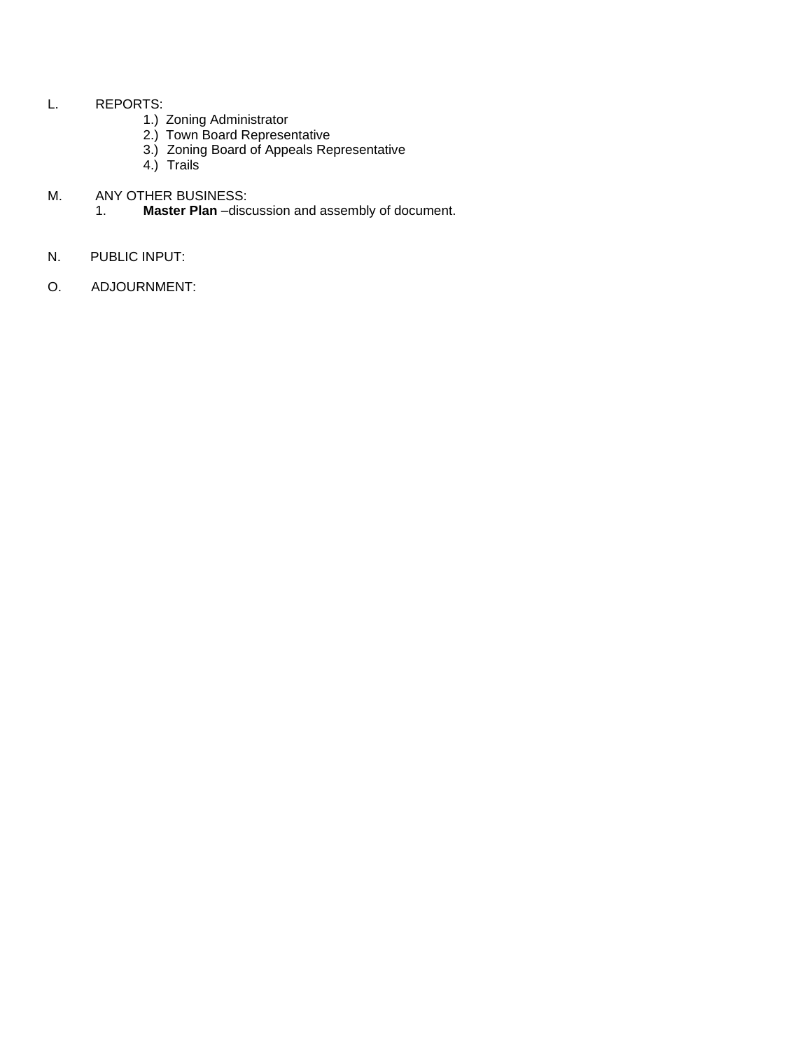L. REPORTS:

1.) Zoning Administrator
2.) Town Board Representative
3.) Zoning Board of Appeals Representative
4.) Trails

M. ANY OTHER BUSINESS:

1. **Master Plan** –discussion and assembly of document.

N. PUBLIC INPUT:

O. ADJOURNMENT: